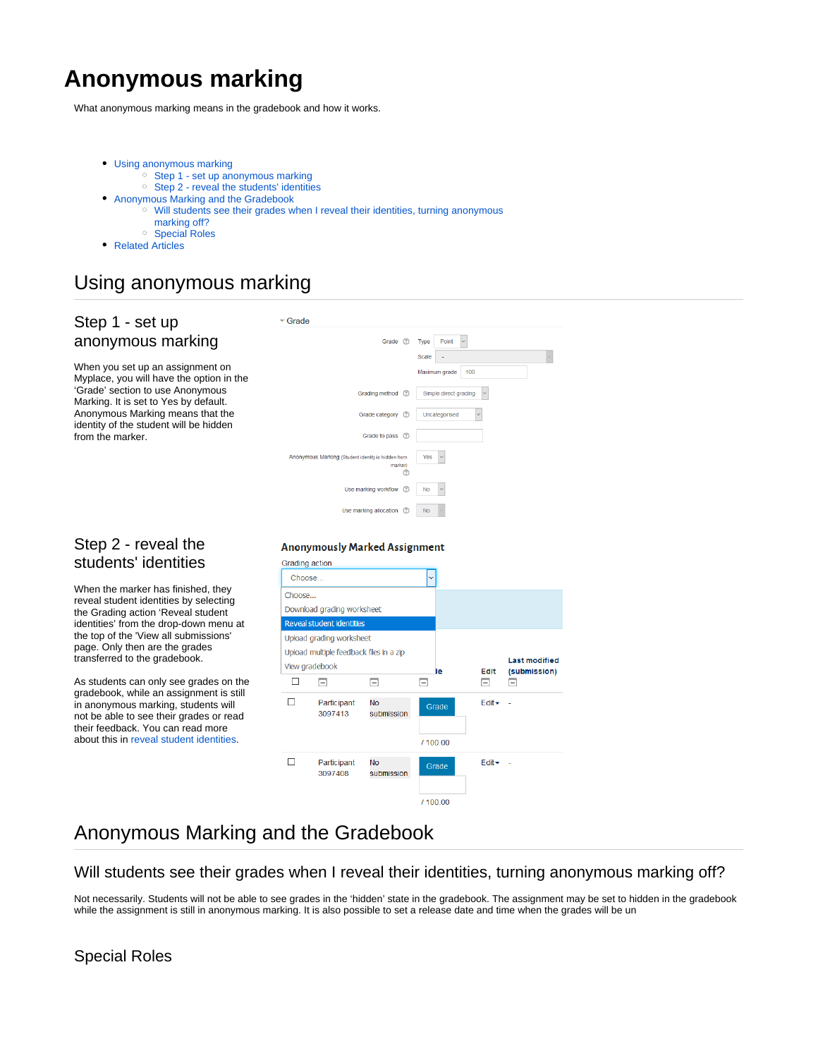# Anonymous marking

What anonymous marking means in the gradebook and how it works.

- Using anonymous marking
  - Step 1 - set up anonymous marking
  - Step 2 - reveal the students' identities
- Anonymous Marking and the Gradebook
  - Will students see their grades when I reveal their identities, turning anonymous marking off?
  - Special Roles
- Related Articles

## Using anonymous marking

### Step 1 - set up anonymous marking

When you set up an assignment on Myplace, you will have the option in the 'Grade' section to use Anonymous Marking. It is set to Yes by default. Anonymous Marking means that the identity of the student will be hidden from the marker.

Grade

Grade | Type: Point | Scale: - | Maximum grade: 100

Grading method: Simple direct grading

Grade category: Uncategorised

Grade to pass

Anonymous Marking (Student identity is hidden from marker): Yes

Use marking workflow: No

Use marking allocation: No

### Step 2 - reveal the students' identities

When the marker has finished, they reveal student identities by selecting the Grading action 'Reveal student identities' from the drop-down menu at the top of the 'View all submissions' page. Only then are the grades transferred to the gradebook.

As students can only see grades on the gradebook, while an assignment is still in anonymous marking, students will not be able to see their grades or read their feedback. You can read more about this in reveal student identities.

Anonymously Marked Assignment

Grading action

Choose...

Choose...

Download grading worksheet

Reveal student identities

Upload grading worksheet

Upload multiple feedback files in a zip

View gradebook

| | | | | Edit | Last modified (submission) |
|---|---|---|---|---|---|
| | Participant 3097413 | No submission | Grade / 100.00 | Edit | - |
| | Participant 3097408 | No submission | Grade / 100.00 | Edit | - |

## Anonymous Marking and the Gradebook

### Will students see their grades when I reveal their identities, turning anonymous marking off?

Not necessarily. Students will not be able to see grades in the 'hidden' state in the gradebook. The assignment may be set to hidden in the gradebook while the assignment is still in anonymous marking. It is also possible to set a release date and time when the grades will be un

### Special Roles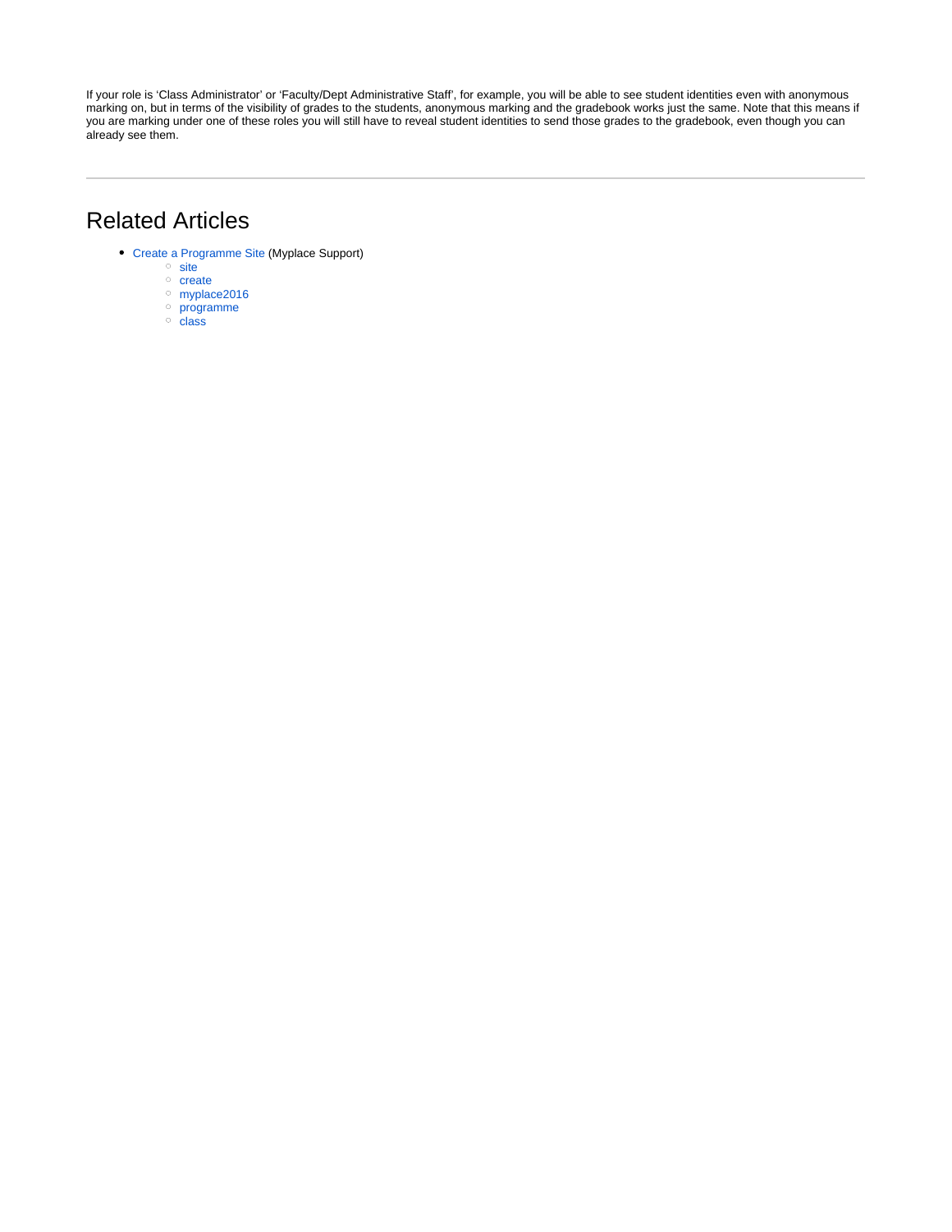If your role is 'Class Administrator' or 'Faculty/Dept Administrative Staff', for example, you will be able to see student identities even with anonymous marking on, but in terms of the visibility of grades to the students, anonymous marking and the gradebook works just the same. Note that this means if you are marking under one of these roles you will still have to reveal student identities to send those grades to the gradebook, even though you can already see them.

---

## Related Articles

- Create a Programme Site (Myplace Support)
  - site
  - create
  - myplace2016
  - programme
  - class